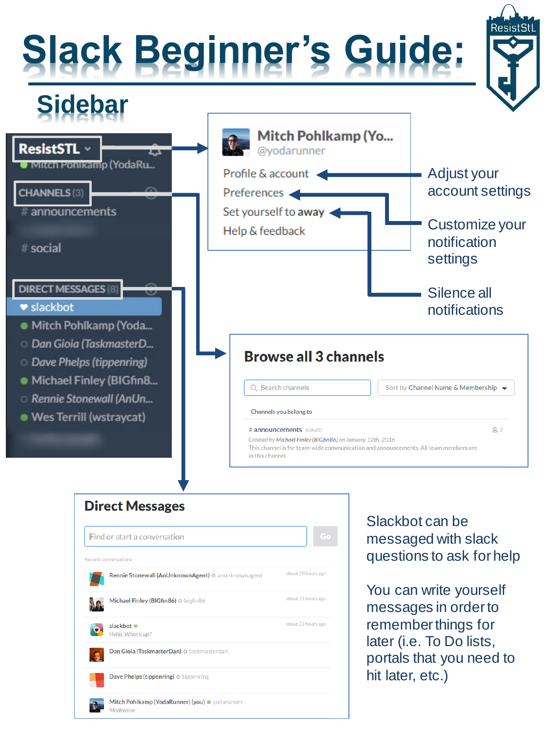# Slack Beginner's Guide:

## Sidebar

ResistSTL

ResistSTL ⌄

Mitch Pohlkamp (YodaRu...

CHANNELS (3)

# announcements

# social

DIRECT MESSAGES (8)

slackbot

Mitch Pohlkamp (Yoda...

Dan Gioia (TaskmasterD...

Dave Phelps (tippenring)

Michael Finley (BIGfin8...

Rennie Stonewall (AnUn...

Wes Terrill (wstraycat)

---

Mitch Pohlkamp (Yo...
@yodarunner

- Profile & account — Adjust your account settings
- Preferences — Customize your notification settings
- Set yourself to away — Silence all notifications
- Help & feedback

---

**Browse all 3 channels**

Search channels | Sort by Channel Name & Membership

Channels you belong to

# announcements JOINED — 7

Created by Michael Finley (BIGfin86) on January 12th, 2016

This channel is for team-wide communication and announcements. All team members are in this channel.

---

**Direct Messages**

Find or start a conversation | Go

Recent conversations

- Rennie Stonewall (AnUnknownAgent) anunknownagent — about 20 hours ago
- Michael Finley (BIGfin86) bigfin86 — about 21 hours ago
- slackbot — Hello, What's up? — about 22 hours ago
- Dan Gioia (TaskmasterDan) taskmasterdan
- Dave Phelps (tippenring) tippenring
- Mitch Pohlkamp (YodaRunner) (you) yodarunner — Moderator

---

Slackbot can be messaged with slack questions to ask for help

You can write yourself messages in order to remember things for later (i.e. To Do lists, portals that you need to hit later, etc.)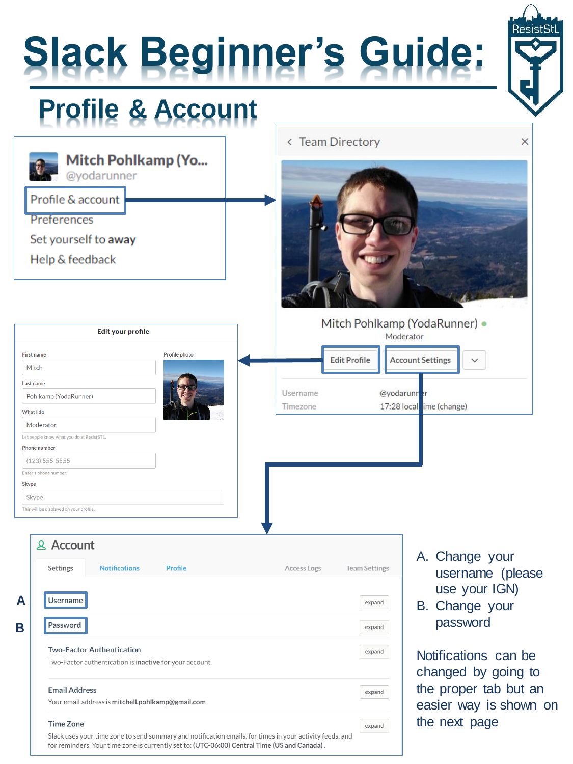# Slack Beginner's Guide:

## Profile & Account

Mitch Pohlkamp (Yo...
@yodarunner

Profile & account
Preferences
Set yourself to **away**
Help & feedback

< Team Directory

Mitch Pohlkamp (YodaRunner)
Moderator

Edit Profile | Account Settings

Username @yodarunner
Timezone 17:28 local time (change)

**Edit your profile**

First name: Mitch
Last name: Pohlkamp (YodaRunner)
What I do: Moderator
Let people know what you do at ResistSTL.
Phone number: (123) 555-5555
Enter a phone number.
Skype: Skype
This will be displayed on your profile.
Profile photo

**Account**

Settings | Notifications | Profile | Access Logs | Team Settings

A — Username — expand

B — Password — expand

Two-Factor Authentication — expand
Two-Factor authentication is **inactive** for your account.

Email Address — expand
Your email address is **mitchell.pohlkamp@gmail.com**

Time Zone — expand
Slack uses your time zone to send summary and notification emails, for times in your activity feeds, and for reminders. Your time zone is currently set to: **(UTC-06:00) Central Time (US and Canada)**.

A. Change your username (please use your IGN)
B. Change your password

Notifications can be changed by going to the proper tab but an easier way is shown on the next page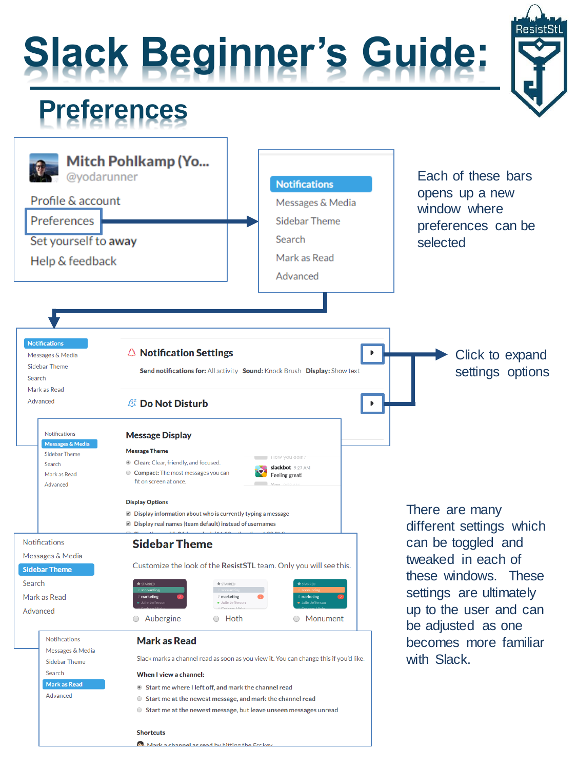# Slack Beginner's Guide:

## Preferences

Mitch Pohlkamp (Yo...
@yodarunner

Profile & account

Preferences

Set yourself to away

Help & feedback

Notifications

Messages & Media

Sidebar Theme

Search

Mark as Read

Advanced

Each of these bars opens up a new window where preferences can be selected

Notifications

Messages & Media

Sidebar Theme

Search

Mark as Read

Advanced

**Notification Settings**

**Send notifications for:** All activity **Sound:** Knock Brush **Display:** Show text

**Do Not Disturb**

Click to expand settings options

**Message Display**

**Message Theme**

- Clean: Clear, friendly, and focused.
- Compact: The most messages you can fit on screen at once.

slackbot 9:27 AM
Feeling great!

**Display Options**

- Display information about who is currently typing a message
- Display real names (team default) instead of usernames

**Sidebar Theme**

Customize the look of the **ResistSTL** team. Only you will see this.

- Aubergine
- Hoth
- Monument

**Mark as Read**

Slack marks a channel read as soon as you view it. You can change this if you'd like.

**When I view a channel:**

- Start me where I left off, and mark the channel read
- Start me at the newest message, and mark the channel read
- Start me at the newest message, but leave unseen messages unread

**Shortcuts**

Mark a channel as read by hitting the Esc key

There are many different settings which can be toggled and tweaked in each of these windows. These settings are ultimately up to the user and can be adjusted as one becomes more familiar with Slack.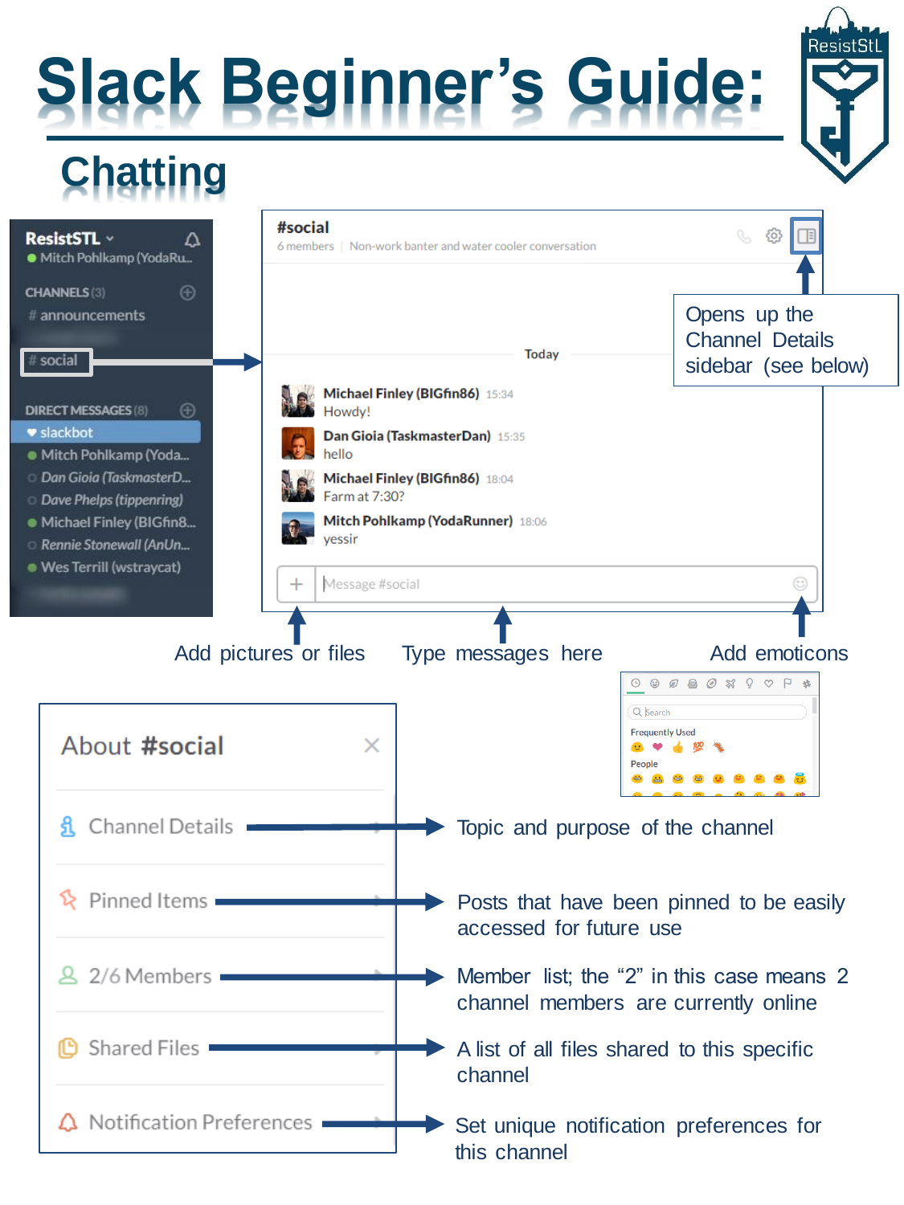# Slack Beginner's Guide:

## Chatting

Opens up the Channel Details sidebar (see below)

Add pictures or files

Type messages here

Add emoticons

Channel Details → Topic and purpose of the channel

Pinned Items → Posts that have been pinned to be easily accessed for future use

2/6 Members → Member list; the "2" in this case means 2 channel members are currently online

Shared Files → A list of all files shared to this specific channel

Notification Preferences → Set unique notification preferences for this channel